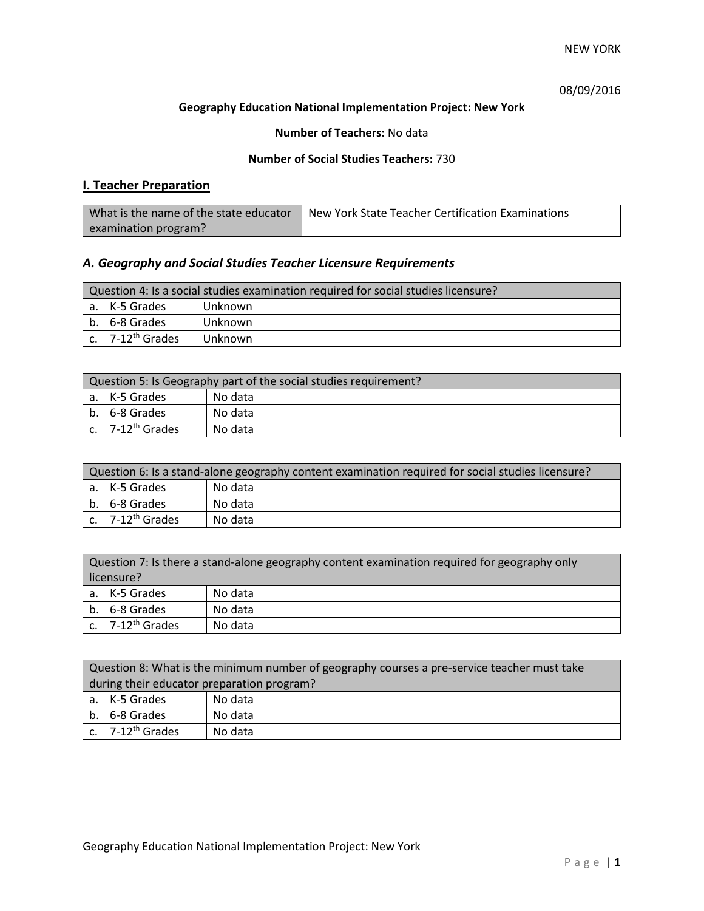NEW YORK

08/09/2016

**Geography Education National Implementation Project: New York**

**Number of Teachers:** No data

**Number of Social Studies Teachers:** 730

## I. Teacher Preparation

| What is the name of the state educator examination program? | New York State Teacher Certification Examinations |
|---|---|

### *A. Geography and Social Studies Teacher Licensure Requirements*

| Question 4: Is a social studies examination required for social studies licensure? | |
|---|---|
| a. K-5 Grades | Unknown |
| b. 6-8 Grades | Unknown |
| c. 7-12$^{th}$ Grades | Unknown |

| Question 5: Is Geography part of the social studies requirement? | |
|---|---|
| a. K-5 Grades | No data |
| b. 6-8 Grades | No data |
| c. 7-12$^{th}$ Grades | No data |

| Question 6: Is a stand-alone geography content examination required for social studies licensure? | |
|---|---|
| a. K-5 Grades | No data |
| b. 6-8 Grades | No data |
| c. 7-12$^{th}$ Grades | No data |

| Question 7: Is there a stand-alone geography content examination required for geography only licensure? | |
|---|---|
| a. K-5 Grades | No data |
| b. 6-8 Grades | No data |
| c. 7-12$^{th}$ Grades | No data |

| Question 8: What is the minimum number of geography courses a pre-service teacher must take during their educator preparation program? | |
|---|---|
| a. K-5 Grades | No data |
| b. 6-8 Grades | No data |
| c. 7-12$^{th}$ Grades | No data |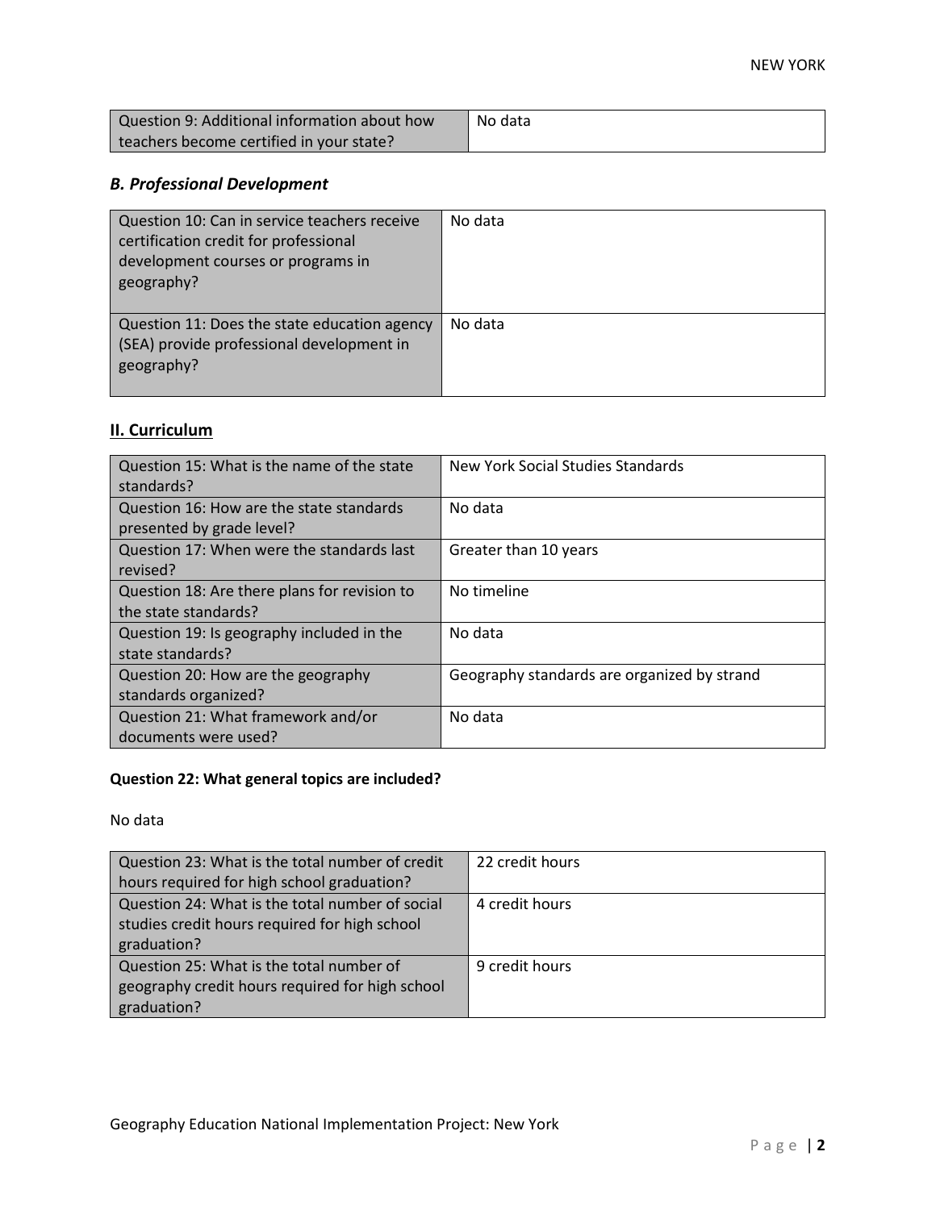| Question 9: Additional information about how teachers become certified in your state? | No data |
|---|---|

### *B. Professional Development*

| Question 10: Can in service teachers receive certification credit for professional development courses or programs in geography? | No data |
|---|---|
| Question 11: Does the state education agency (SEA) provide professional development in geography? | No data |

## II. Curriculum

| Question 15: What is the name of the state standards? | New York Social Studies Standards |
|---|---|
| Question 16: How are the state standards presented by grade level? | No data |
| Question 17: When were the standards last revised? | Greater than 10 years |
| Question 18: Are there plans for revision to the state standards? | No timeline |
| Question 19: Is geography included in the state standards? | No data |
| Question 20: How are the geography standards organized? | Geography standards are organized by strand |
| Question 21: What framework and/or documents were used? | No data |

**Question 22: What general topics are included?**

No data

| Question 23: What is the total number of credit hours required for high school graduation? | 22 credit hours |
|---|---|
| Question 24: What is the total number of social studies credit hours required for high school graduation? | 4 credit hours |
| Question 25: What is the total number of geography credit hours required for high school graduation? | 9 credit hours |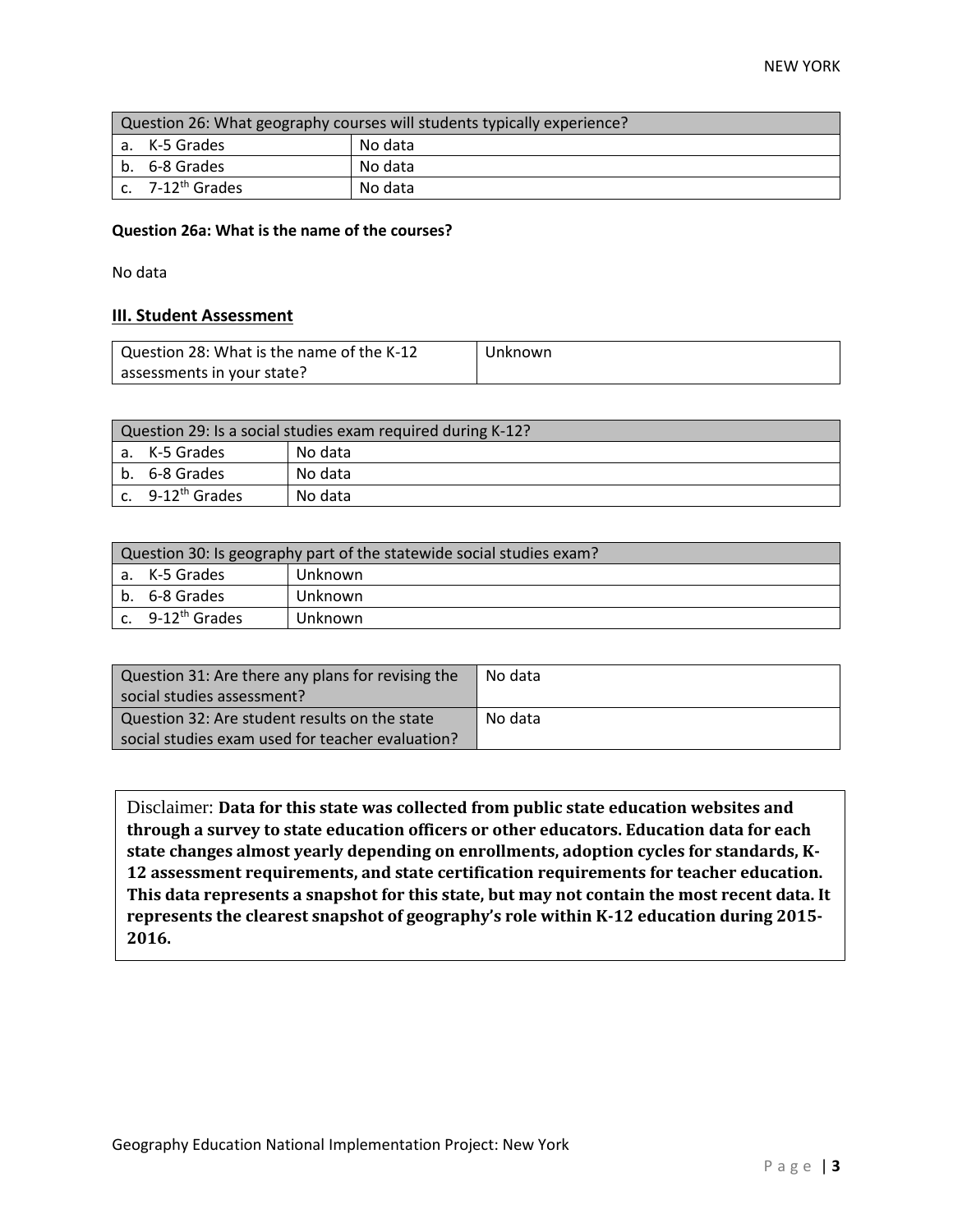| Question 26: What geography courses will students typically experience? | |
|---|---|
| a. K-5 Grades | No data |
| b. 6-8 Grades | No data |
| c. 7-12th Grades | No data |

**Question 26a: What is the name of the courses?**

No data

## III. Student Assessment

| | |
|---|---|
| Question 28: What is the name of the K-12 assessments in your state? | Unknown |

| Question 29: Is a social studies exam required during K-12? | |
|---|---|
| a. K-5 Grades | No data |
| b. 6-8 Grades | No data |
| c. 9-12th Grades | No data |

| Question 30: Is geography part of the statewide social studies exam? | |
|---|---|
| a. K-5 Grades | Unknown |
| b. 6-8 Grades | Unknown |
| c. 9-12th Grades | Unknown |

| | |
|---|---|
| Question 31: Are there any plans for revising the social studies assessment? | No data |
| Question 32: Are student results on the state social studies exam used for teacher evaluation? | No data |

Disclaimer: **Data for this state was collected from public state education websites and through a survey to state education officers or other educators. Education data for each state changes almost yearly depending on enrollments, adoption cycles for standards, K-12 assessment requirements, and state certification requirements for teacher education. This data represents a snapshot for this state, but may not contain the most recent data. It represents the clearest snapshot of geography's role within K-12 education during 2015-2016.**